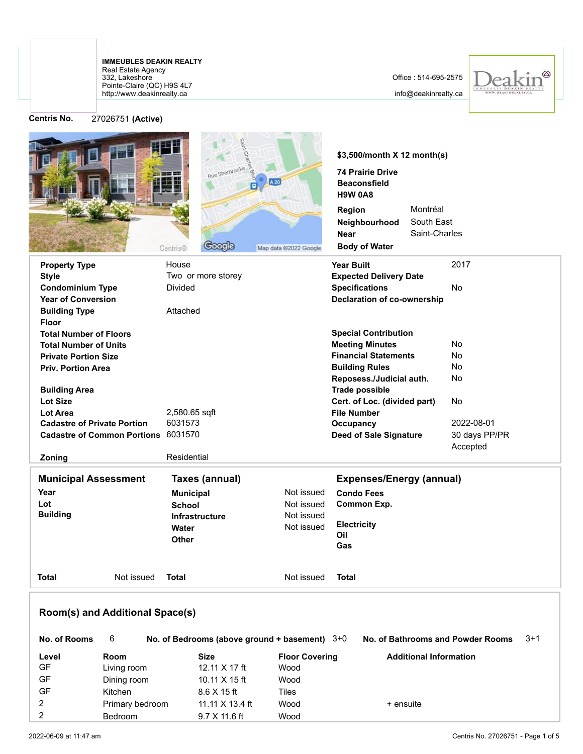**IMMEUBLES DEAKIN REALTY**
Real Estate Agency
332, Lakeshore
Pointe-Claire (QC) H9S 4L7
http://www.deakinrealty.ca

Office : 514-695-2575

info@deakinrealty.ca

**Centris No.** 27026751 **(Active)**

**$3,500/month X 12 month(s)**

**74 Prairie Drive**
**Beaconsfield**
**H9W 0A8**

| | |
|---|---|
| **Region** | Montréal |
| **Neighbourhood** | South East |
| **Near** | Saint-Charles |
| **Body of Water** | |

| | | | |
|---|---|---|---|
| **Property Type** | House | **Year Built** | 2017 |
| **Style** | Two or more storey | **Expected Delivery Date** | |
| **Condominium Type** | Divided | **Specifications** | No |
| **Year of Conversion** | | **Declaration of co-ownership** | |
| **Building Type** | Attached | | |
| **Floor** | | | |
| **Total Number of Floors** | | **Special Contribution** | |
| **Total Number of Units** | | **Meeting Minutes** | No |
| **Private Portion Size** | | **Financial Statements** | No |
| **Priv. Portion Area** | | **Building Rules** | No |
| | | **Reposess./Judicial auth.** | No |
| **Building Area** | | **Trade possible** | |
| **Lot Size** | | **Cert. of Loc. (divided part)** | No |
| **Lot Area** | 2,580.65 sqft | **File Number** | |
| **Cadastre of Private Portion** | 6031573 | **Occupancy** | 2022-08-01 |
| **Cadastre of Common Portions** | 6031570 | **Deed of Sale Signature** | 30 days PP/PR Accepted |
| **Zoning** | Residential | | |

| **Municipal Assessment** | | **Taxes (annual)** | | **Expenses/Energy (annual)** | |
|---|---|---|---|---|---|
| **Year** | | **Municipal** | Not issued | **Condo Fees** | |
| **Lot** | | **School** | Not issued | **Common Exp.** | |
| **Building** | | **Infrastructure** | Not issued | **Electricity** | |
| | | **Water** | Not issued | **Oil** | |
| | | **Other** | | **Gas** | |
| **Total** | Not issued | **Total** | Not issued | **Total** | |

## Room(s) and Additional Space(s)

**No. of Rooms** 6 **No. of Bedrooms (above ground + basement)** 3+0 **No. of Bathrooms and Powder Rooms** 3+1

| Level | Room | Size | Floor Covering | Additional Information |
|---|---|---|---|---|
| GF | Living room | 12.11 X 17 ft | Wood | |
| GF | Dining room | 10.11 X 15 ft | Wood | |
| GF | Kitchen | 8.6 X 15 ft | Tiles | |
| 2 | Primary bedroom | 11.11 X 13.4 ft | Wood | + ensuite |
| 2 | Bedroom | 9.7 X 11.6 ft | Wood | |

2022-06-09 at 11:47 am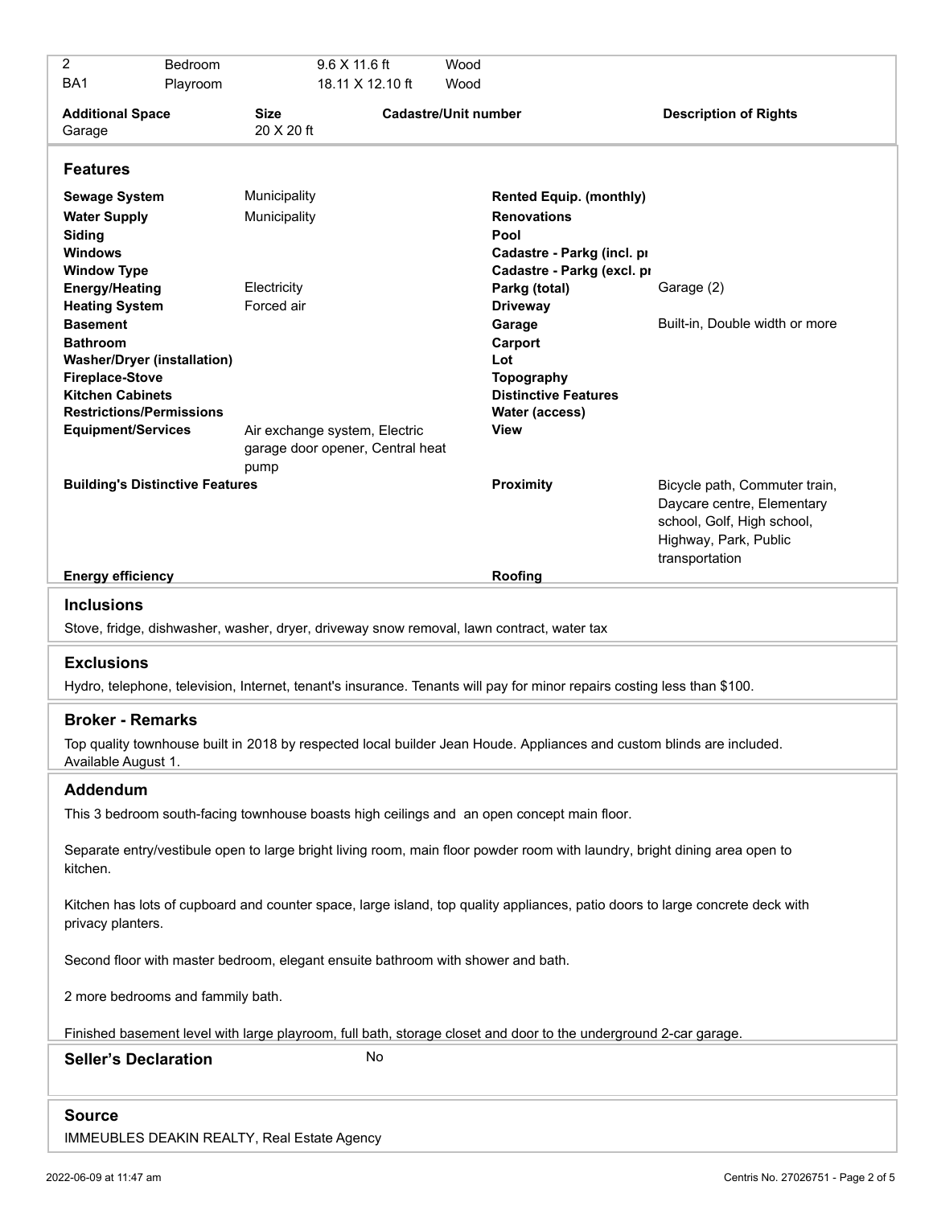| 2 | Bedroom | 9.6 X 11.6 ft | Wood |
|---|---|---|---|
| BA1 | Playroom | 18.11 X 12.10 ft | Wood |

| Additional Space | Size | Cadastre/Unit number | Description of Rights |
|---|---|---|---|
| Garage | 20 X 20 ft | | |

## Features

| | | | |
|---|---|---|---|
| **Sewage System** | Municipality | **Rented Equip. (monthly)** | |
| **Water Supply** | Municipality | **Renovations** | |
| **Siding** | | **Pool** | |
| **Windows** | | **Cadastre - Parkg (incl. pr** | |
| **Window Type** | | **Cadastre - Parkg (excl. pr** | |
| **Energy/Heating** | Electricity | **Parkg (total)** | Garage (2) |
| **Heating System** | Forced air | **Driveway** | |
| **Basement** | | **Garage** | Built-in, Double width or more |
| **Bathroom** | | **Carport** | |
| **Washer/Dryer (installation)** | | **Lot** | |
| **Fireplace-Stove** | | **Topography** | |
| **Kitchen Cabinets** | | **Distinctive Features** | |
| **Restrictions/Permissions** | | **Water (access)** | |
| **Equipment/Services** | Air exchange system, Electric garage door opener, Central heat pump | **View** | |
| **Building's Distinctive Features** | | **Proximity** | Bicycle path, Commuter train, Daycare centre, Elementary school, Golf, High school, Highway, Park, Public transportation |
| **Energy efficiency** | | **Roofing** | |

## Inclusions

Stove, fridge, dishwasher, washer, dryer, driveway snow removal, lawn contract, water tax

## Exclusions

Hydro, telephone, television, Internet, tenant's insurance. Tenants will pay for minor repairs costing less than $100.

## Broker - Remarks

Top quality townhouse built in 2018 by respected local builder Jean Houde. Appliances and custom blinds are included. Available August 1.

## Addendum

This 3 bedroom south-facing townhouse boasts high ceilings and an open concept main floor.

Separate entry/vestibule open to large bright living room, main floor powder room with laundry, bright dining area open to kitchen.

Kitchen has lots of cupboard and counter space, large island, top quality appliances, patio doors to large concrete deck with privacy planters.

Second floor with master bedroom, elegant ensuite bathroom with shower and bath.

2 more bedrooms and fammily bath.

Finished basement level with large playroom, full bath, storage closet and door to the underground 2-car garage.

## Seller's Declaration

No

## Source

IMMEUBLES DEAKIN REALTY, Real Estate Agency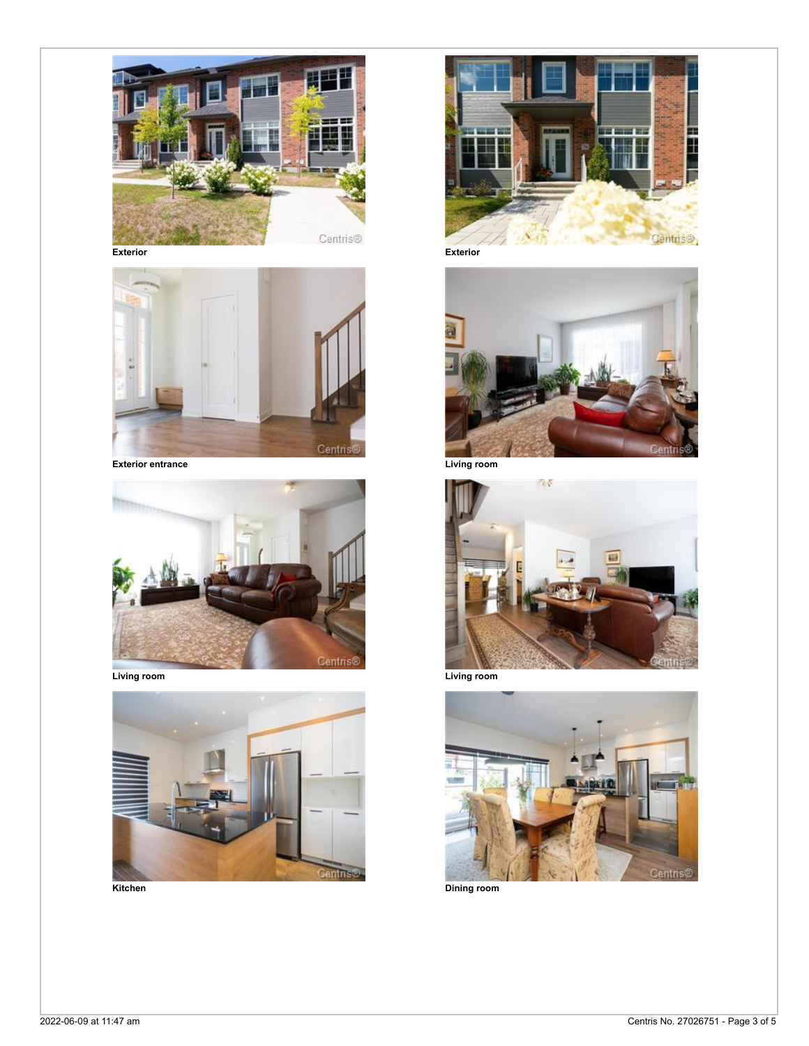Exterior

Exterior

Exterior entrance

Living room

Living room

Living room

Kitchen

Dining room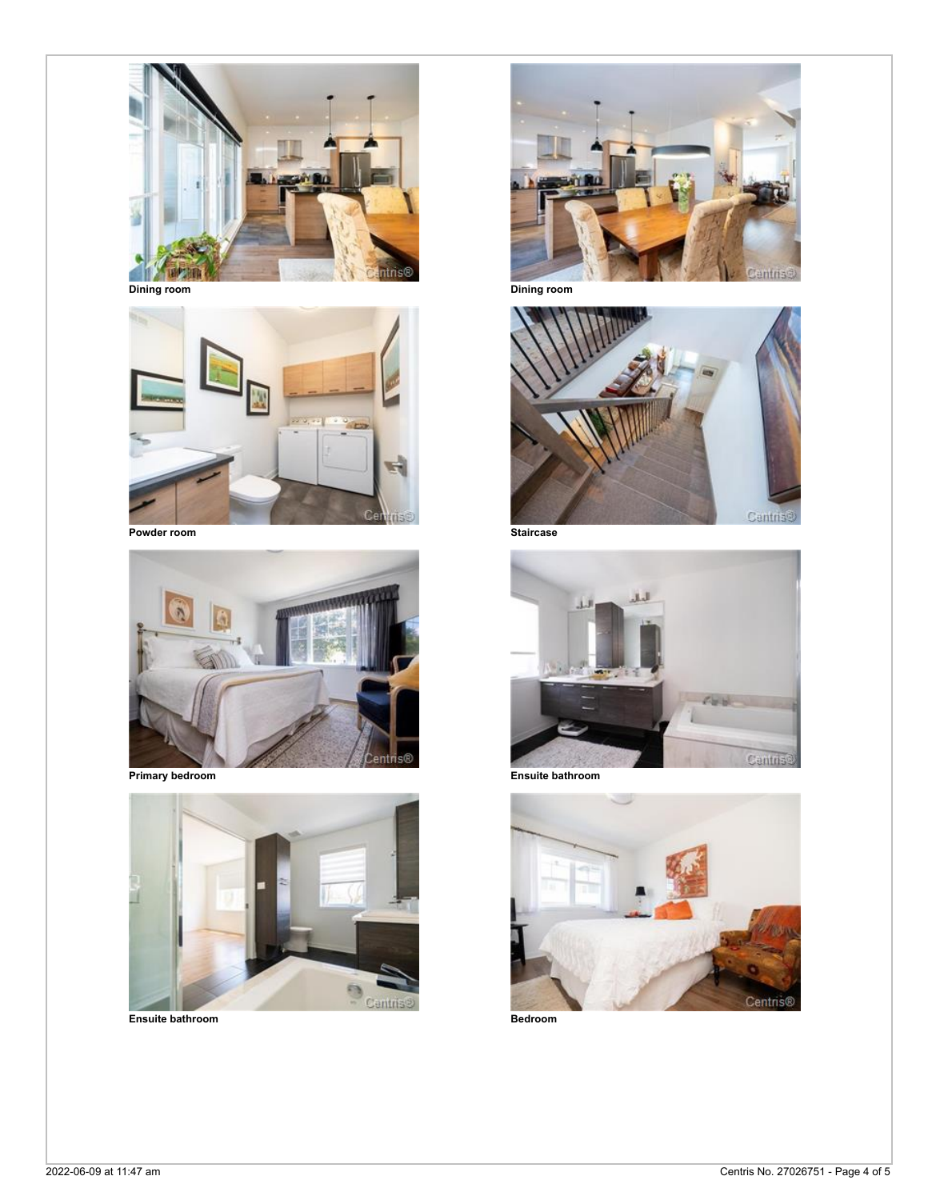Dining room

Dining room

Powder room

Staircase

Primary bedroom

Ensuite bathroom

Ensuite bathroom

Bedroom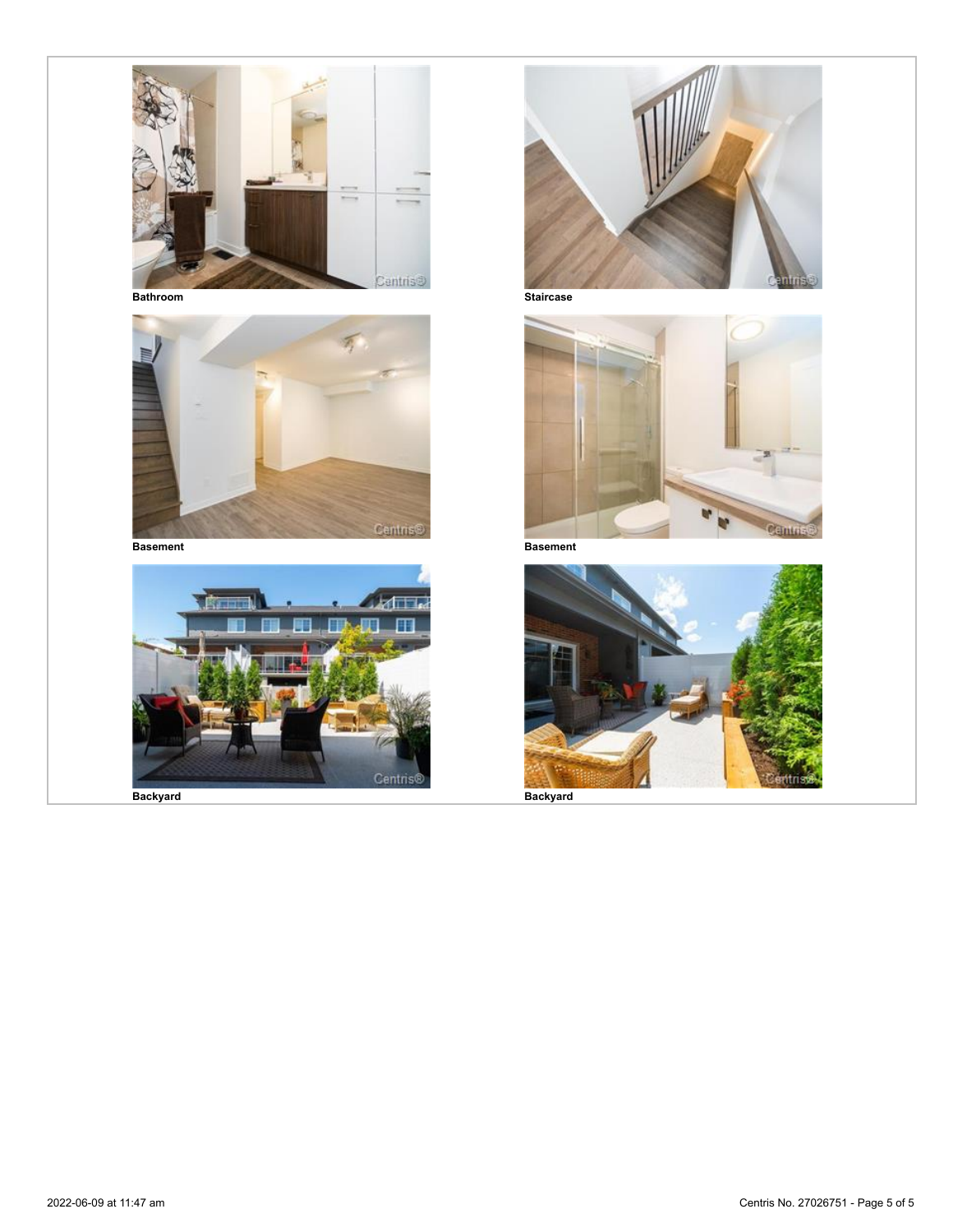Bathroom

Staircase

Basement

Basement

Backyard

Backyard